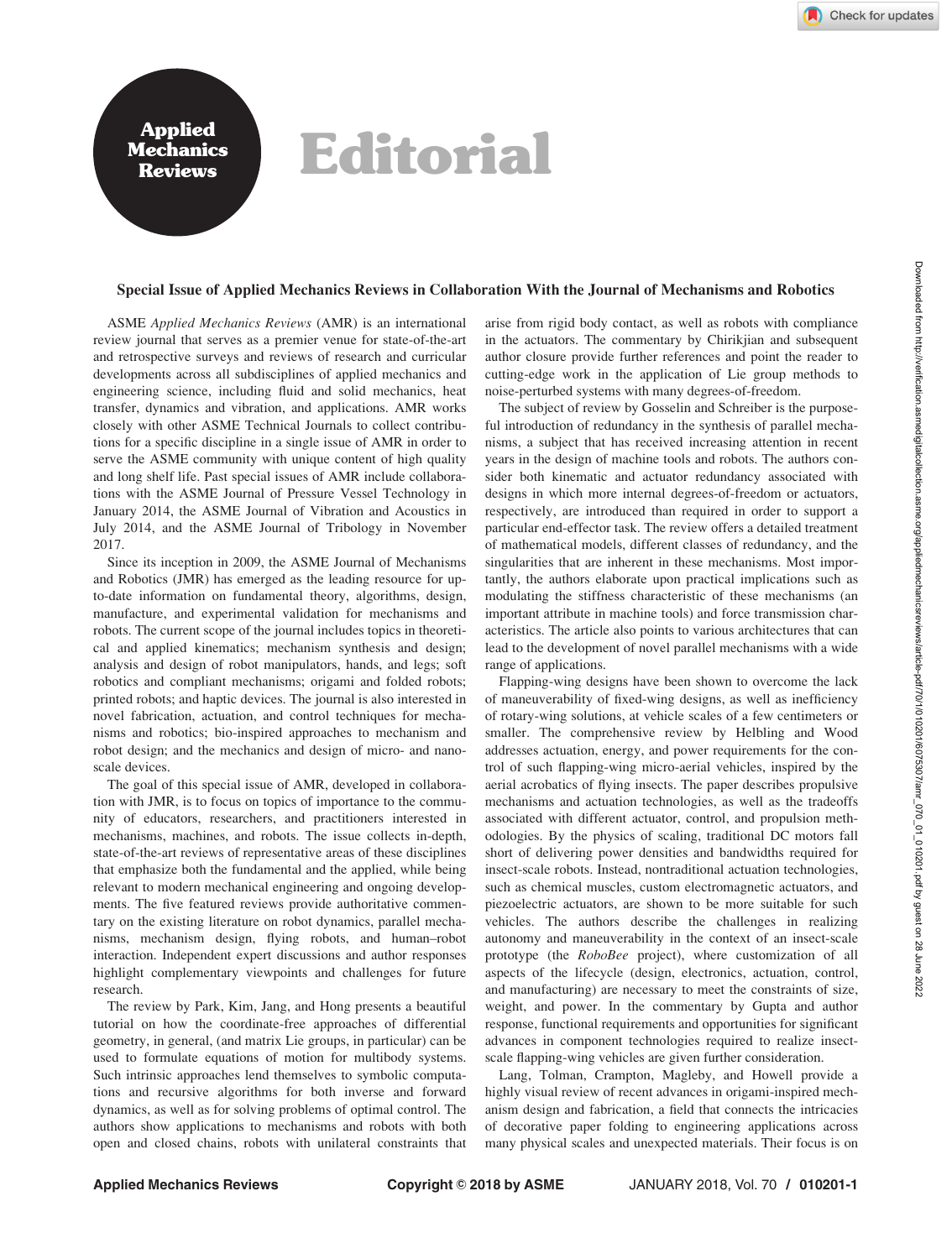# Editorial

## Special Issue of Applied Mechanics Reviews in Collaboration With the Journal of Mechanisms and Robotics

ASME *Applied Mechanics Reviews* (AMR) is an international review journal that serves as a premier venue for state-of-the-art and retrospective surveys and reviews of research and curricular developments across all subdisciplines of applied mechanics and engineering science, including fluid and solid mechanics, heat transfer, dynamics and vibration, and applications. AMR works closely with other ASME Technical Journals to collect contributions for a specific discipline in a single issue of AMR in order to serve the ASME community with unique content of high quality and long shelf life. Past special issues of AMR include collaborations with the ASME Journal of Pressure Vessel Technology in January 2014, the ASME Journal of Vibration and Acoustics in July 2014, and the ASME Journal of Tribology in November 2017.

Since its inception in 2009, the ASME Journal of Mechanisms and Robotics (JMR) has emerged as the leading resource for up-to-date information on fundamental theory, algorithms, design, manufacture, and experimental validation for mechanisms and robots. The current scope of the journal includes topics in theoretical and applied kinematics; mechanism synthesis and design; analysis and design of robot manipulators, hands, and legs; soft robotics and compliant mechanisms; origami and folded robots; printed robots; and haptic devices. The journal is also interested in novel fabrication, actuation, and control techniques for mechanisms and robotics; bio-inspired approaches to mechanism and robot design; and the mechanics and design of micro- and nano-scale devices.

The goal of this special issue of AMR, developed in collaboration with JMR, is to focus on topics of importance to the community of educators, researchers, and practitioners interested in mechanisms, machines, and robots. The issue collects in-depth, state-of-the-art reviews of representative areas of these disciplines that emphasize both the fundamental and the applied, while being relevant to modern mechanical engineering and ongoing developments. The five featured reviews provide authoritative commentary on the existing literature on robot dynamics, parallel mechanisms, mechanism design, flying robots, and human–robot interaction. Independent expert discussions and author responses highlight complementary viewpoints and challenges for future research.

The review by Park, Kim, Jang, and Hong presents a beautiful tutorial on how the coordinate-free approaches of differential geometry, in general, (and matrix Lie groups, in particular) can be used to formulate equations of motion for multibody systems. Such intrinsic approaches lend themselves to symbolic computations and recursive algorithms for both inverse and forward dynamics, as well as for solving problems of optimal control. The authors show applications to mechanisms and robots with both open and closed chains, robots with unilateral constraints that arise from rigid body contact, as well as robots with compliance in the actuators. The commentary by Chirikjian and subsequent author closure provide further references and point the reader to cutting-edge work in the application of Lie group methods to noise-perturbed systems with many degrees-of-freedom.

The subject of review by Gosselin and Schreiber is the purposeful introduction of redundancy in the synthesis of parallel mechanisms, a subject that has received increasing attention in recent years in the design of machine tools and robots. The authors consider both kinematic and actuator redundancy associated with designs in which more internal degrees-of-freedom or actuators, respectively, are introduced than required in order to support a particular end-effector task. The review offers a detailed treatment of mathematical models, different classes of redundancy, and the singularities that are inherent in these mechanisms. Most importantly, the authors elaborate upon practical implications such as modulating the stiffness characteristic of these mechanisms (an important attribute in machine tools) and force transmission characteristics. The article also points to various architectures that can lead to the development of novel parallel mechanisms with a wide range of applications.

Flapping-wing designs have been shown to overcome the lack of maneuverability of fixed-wing designs, as well as inefficiency of rotary-wing solutions, at vehicle scales of a few centimeters or smaller. The comprehensive review by Helbling and Wood addresses actuation, energy, and power requirements for the control of such flapping-wing micro-aerial vehicles, inspired by the aerial acrobatics of flying insects. The paper describes propulsive mechanisms and actuation technologies, as well as the tradeoffs associated with different actuator, control, and propulsion methodologies. By the physics of scaling, traditional DC motors fall short of delivering power densities and bandwidths required for insect-scale robots. Instead, nontraditional actuation technologies, such as chemical muscles, custom electromagnetic actuators, and piezoelectric actuators, are shown to be more suitable for such vehicles. The authors describe the challenges in realizing autonomy and maneuverability in the context of an insect-scale prototype (the *RoboBee* project), where customization of all aspects of the lifecycle (design, electronics, actuation, control, and manufacturing) are necessary to meet the constraints of size, weight, and power. In the commentary by Gupta and author response, functional requirements and opportunities for significant advances in component technologies required to realize insect-scale flapping-wing vehicles are given further consideration.

Lang, Tolman, Crampton, Magleby, and Howell provide a highly visual review of recent advances in origami-inspired mechanism design and fabrication, a field that connects the intricacies of decorative paper folding to engineering applications across many physical scales and unexpected materials. Their focus is on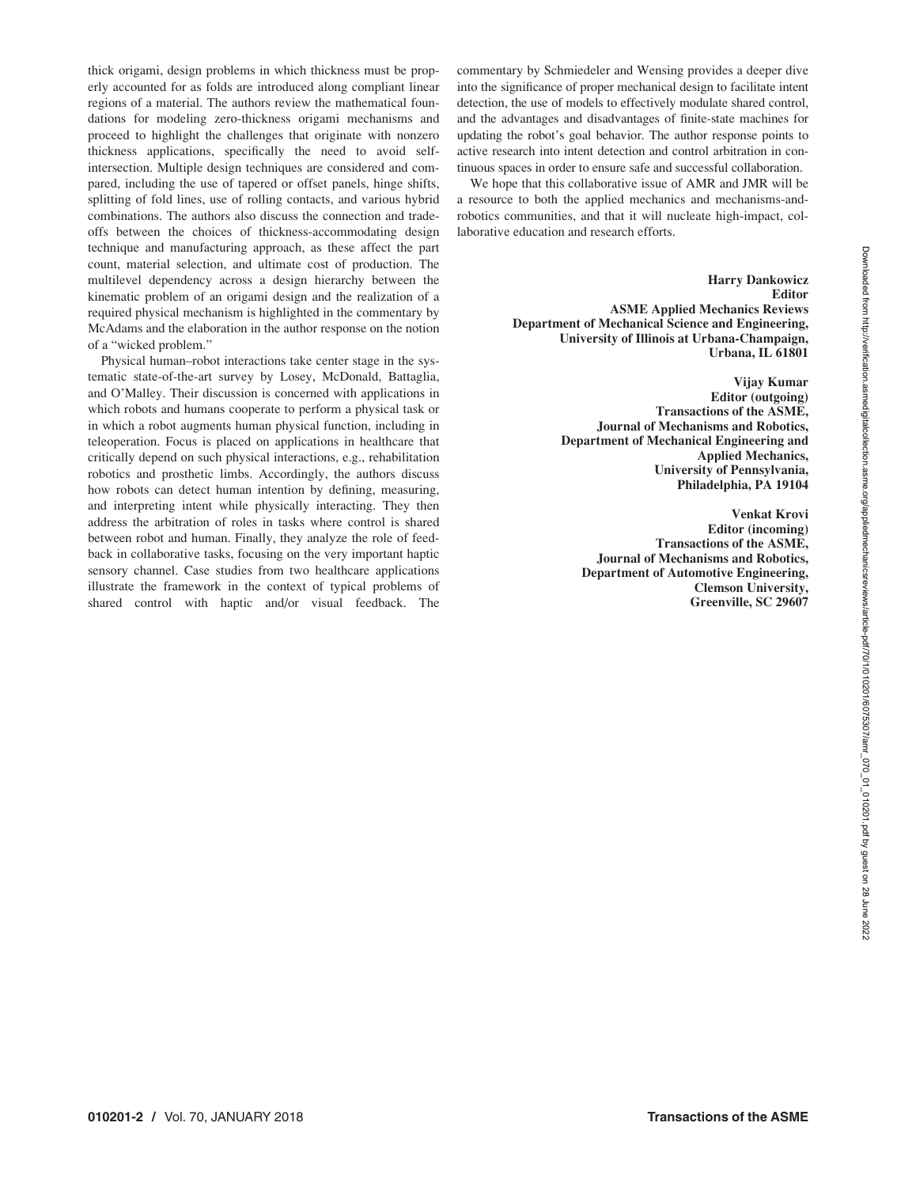thick origami, design problems in which thickness must be properly accounted for as folds are introduced along compliant linear regions of a material. The authors review the mathematical foundations for modeling zero-thickness origami mechanisms and proceed to highlight the challenges that originate with nonzero thickness applications, specifically the need to avoid self-intersection. Multiple design techniques are considered and compared, including the use of tapered or offset panels, hinge shifts, splitting of fold lines, use of rolling contacts, and various hybrid combinations. The authors also discuss the connection and trade-offs between the choices of thickness-accommodating design technique and manufacturing approach, as these affect the part count, material selection, and ultimate cost of production. The multilevel dependency across a design hierarchy between the kinematic problem of an origami design and the realization of a required physical mechanism is highlighted in the commentary by McAdams and the elaboration in the author response on the notion of a "wicked problem."

Physical human–robot interactions take center stage in the systematic state-of-the-art survey by Losey, McDonald, Battaglia, and O'Malley. Their discussion is concerned with applications in which robots and humans cooperate to perform a physical task or in which a robot augments human physical function, including in teleoperation. Focus is placed on applications in healthcare that critically depend on such physical interactions, e.g., rehabilitation robotics and prosthetic limbs. Accordingly, the authors discuss how robots can detect human intention by defining, measuring, and interpreting intent while physically interacting. They then address the arbitration of roles in tasks where control is shared between robot and human. Finally, they analyze the role of feedback in collaborative tasks, focusing on the very important haptic sensory channel. Case studies from two healthcare applications illustrate the framework in the context of typical problems of shared control with haptic and/or visual feedback. The commentary by Schmiedeler and Wensing provides a deeper dive into the significance of proper mechanical design to facilitate intent detection, the use of models to effectively modulate shared control, and the advantages and disadvantages of finite-state machines for updating the robot's goal behavior. The author response points to active research into intent detection and control arbitration in continuous spaces in order to ensure safe and successful collaboration.

We hope that this collaborative issue of AMR and JMR will be a resource to both the applied mechanics and mechanisms-and-robotics communities, and that it will nucleate high-impact, collaborative education and research efforts.

**Harry Dankowicz**
**Editor**
**ASME Applied Mechanics Reviews**
**Department of Mechanical Science and Engineering,**
**University of Illinois at Urbana-Champaign,**
**Urbana, IL 61801**

**Vijay Kumar**
**Editor (outgoing)**
**Transactions of the ASME,**
**Journal of Mechanisms and Robotics,**
**Department of Mechanical Engineering and Applied Mechanics,**
**University of Pennsylvania,**
**Philadelphia, PA 19104**

**Venkat Krovi**
**Editor (incoming)**
**Transactions of the ASME,**
**Journal of Mechanisms and Robotics,**
**Department of Automotive Engineering,**
**Clemson University,**
**Greenville, SC 29607**